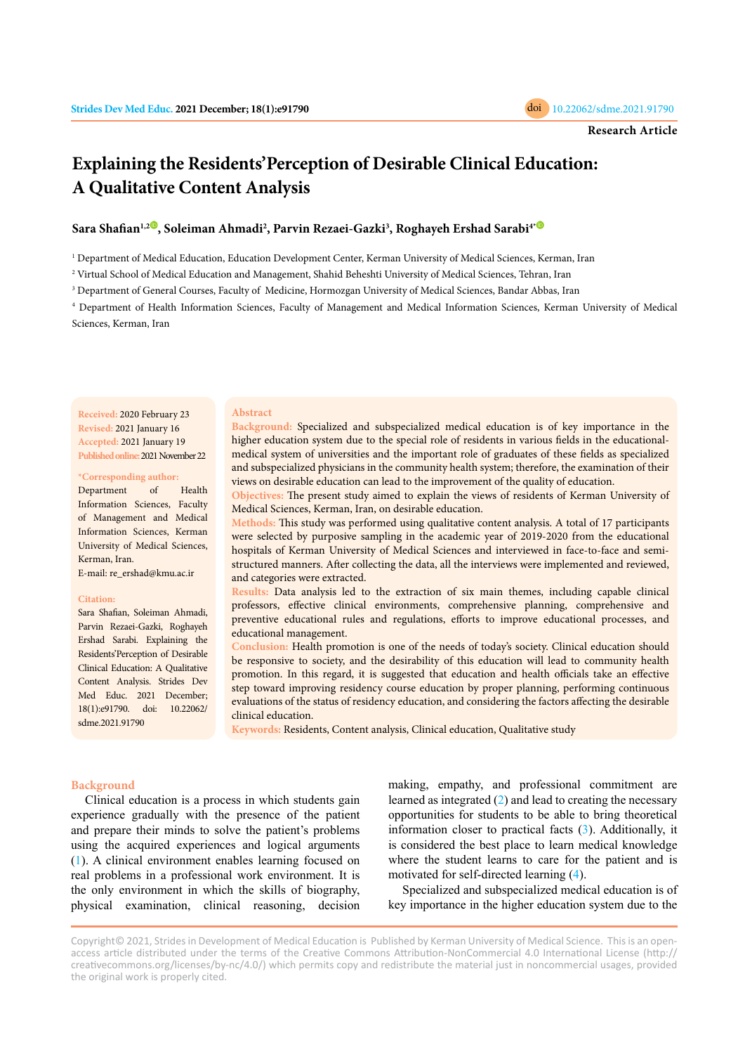Research Article

# Explaining the Residents' Perception of Desirable Clinical Education: A Qualitative Content Analysis

**Sara Shafian[1,2], Soleiman Ahmadi[2], Parvin Rezaei-Gazki[3], Roghayeh Ershad Sarabi[4*]**

[1] Department of Medical Education, Education Development Center, Kerman University of Medical Sciences, Kerman, Iran

[2] Virtual School of Medical Education and Management, Shahid Beheshti University of Medical Sciences, Tehran, Iran

[3] Department of General Courses, Faculty of Medicine, Hormozgan University of Medical Sciences, Bandar Abbas, Iran

[4] Department of Health Information Sciences, Faculty of Management and Medical Information Sciences, Kerman University of Medical Sciences, Kerman, Iran

**Received:** 2020 February 23
**Revised:** 2021 January 16
**Accepted:** 2021 January 19
**Published online:** 2021 November 22

**\*Corresponding author:**
Department of Health Information Sciences, Faculty of Management and Medical Information Sciences, Kerman University of Medical Sciences, Kerman, Iran.
E-mail: re_ershad@kmu.ac.ir

**Citation:**
Sara Shafian, Soleiman Ahmadi, Parvin Rezaei-Gazki, Roghayeh Ershad Sarabi. Explaining the Residents'Perception of Desirable Clinical Education: A Qualitative Content Analysis. Strides Dev Med Educ. 2021 December; 18(1):e91790. doi: 10.22062/sdme.2021.91790

## Abstract

**Background:** Specialized and subspecialized medical education is of key importance in the higher education system due to the special role of residents in various fields in the educational-medical system of universities and the important role of graduates of these fields as specialized and subspecialized physicians in the community health system; therefore, the examination of their views on desirable education can lead to the improvement of the quality of education.

**Objectives:** The present study aimed to explain the views of residents of Kerman University of Medical Sciences, Kerman, Iran, on desirable education.

**Methods:** This study was performed using qualitative content analysis. A total of 17 participants were selected by purposive sampling in the academic year of 2019-2020 from the educational hospitals of Kerman University of Medical Sciences and interviewed in face-to-face and semi-structured manners. After collecting the data, all the interviews were implemented and reviewed, and categories were extracted.

**Results:** Data analysis led to the extraction of six main themes, including capable clinical professors, effective clinical environments, comprehensive planning, comprehensive and preventive educational rules and regulations, efforts to improve educational processes, and educational management.

**Conclusion:** Health promotion is one of the needs of today's society. Clinical education should be responsive to society, and the desirability of this education will lead to community health promotion. In this regard, it is suggested that education and health officials take an effective step toward improving residency course education by proper planning, performing continuous evaluations of the status of residency education, and considering the factors affecting the desirable clinical education.

**Keywords:** Residents, Content analysis, Clinical education, Qualitative study

## Background

Clinical education is a process in which students gain experience gradually with the presence of the patient and prepare their minds to solve the patient's problems using the acquired experiences and logical arguments (1). A clinical environment enables learning focused on real problems in a professional work environment. It is the only environment in which the skills of biography, physical examination, clinical reasoning, decision making, empathy, and professional commitment are learned as integrated (2) and lead to creating the necessary opportunities for students to be able to bring theoretical information closer to practical facts (3). Additionally, it is considered the best place to learn medical knowledge where the student learns to care for the patient and is motivated for self-directed learning (4).

Specialized and subspecialized medical education is of key importance in the higher education system due to the

Copyright© 2021, Strides in Development of Medical Education is Published by Kerman University of Medical Science. This is an open-access article distributed under the terms of the Creative Commons Attribution-NonCommercial 4.0 International License (http://creativecommons.org/licenses/by-nc/4.0/) which permits copy and redistribute the material just in noncommercial usages, provided the original work is properly cited.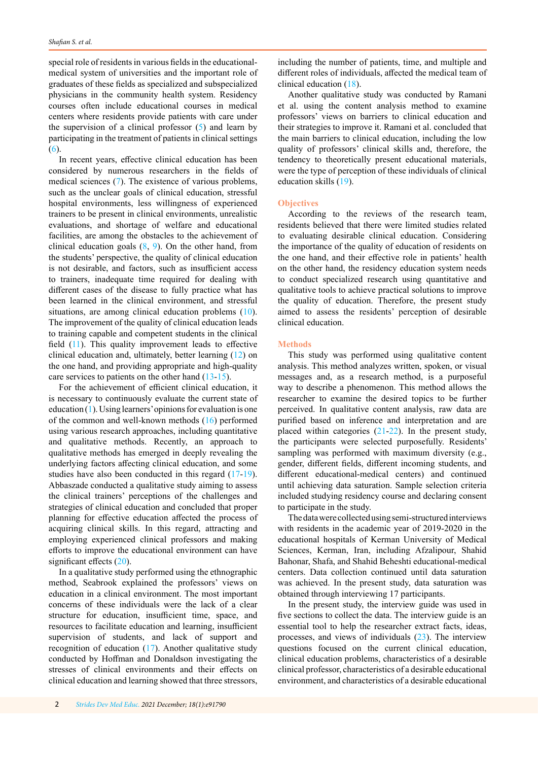special role of residents in various fields in the educational-medical system of universities and the important role of graduates of these fields as specialized and subspecialized physicians in the community health system. Residency courses often include educational courses in medical centers where residents provide patients with care under the supervision of a clinical professor (5) and learn by participating in the treatment of patients in clinical settings (6).

In recent years, effective clinical education has been considered by numerous researchers in the fields of medical sciences (7). The existence of various problems, such as the unclear goals of clinical education, stressful hospital environments, less willingness of experienced trainers to be present in clinical environments, unrealistic evaluations, and shortage of welfare and educational facilities, are among the obstacles to the achievement of clinical education goals (8, 9). On the other hand, from the students' perspective, the quality of clinical education is not desirable, and factors, such as insufficient access to trainers, inadequate time required for dealing with different cases of the disease to fully practice what has been learned in the clinical environment, and stressful situations, are among clinical education problems (10). The improvement of the quality of clinical education leads to training capable and competent students in the clinical field (11). This quality improvement leads to effective clinical education and, ultimately, better learning (12) on the one hand, and providing appropriate and high-quality care services to patients on the other hand (13-15).

For the achievement of efficient clinical education, it is necessary to continuously evaluate the current state of education (1). Using learners' opinions for evaluation is one of the common and well-known methods (16) performed using various research approaches, including quantitative and qualitative methods. Recently, an approach to qualitative methods has emerged in deeply revealing the underlying factors affecting clinical education, and some studies have also been conducted in this regard (17-19). Abbaszade conducted a qualitative study aiming to assess the clinical trainers' perceptions of the challenges and strategies of clinical education and concluded that proper planning for effective education affected the process of acquiring clinical skills. In this regard, attracting and employing experienced clinical professors and making efforts to improve the educational environment can have significant effects (20).

In a qualitative study performed using the ethnographic method, Seabrook explained the professors' views on education in a clinical environment. The most important concerns of these individuals were the lack of a clear structure for education, insufficient time, space, and resources to facilitate education and learning, insufficient supervision of students, and lack of support and recognition of education (17). Another qualitative study conducted by Hoffman and Donaldson investigating the stresses of clinical environments and their effects on clinical education and learning showed that three stressors, including the number of patients, time, and multiple and different roles of individuals, affected the medical team of clinical education (18).

Another qualitative study was conducted by Ramani et al. using the content analysis method to examine professors' views on barriers to clinical education and their strategies to improve it. Ramani et al. concluded that the main barriers to clinical education, including the low quality of professors' clinical skills and, therefore, the tendency to theoretically present educational materials, were the type of perception of these individuals of clinical education skills (19).

## Objectives

According to the reviews of the research team, residents believed that there were limited studies related to evaluating desirable clinical education. Considering the importance of the quality of education of residents on the one hand, and their effective role in patients' health on the other hand, the residency education system needs to conduct specialized research using quantitative and qualitative tools to achieve practical solutions to improve the quality of education. Therefore, the present study aimed to assess the residents' perception of desirable clinical education.

## Methods

This study was performed using qualitative content analysis. This method analyzes written, spoken, or visual messages and, as a research method, is a purposeful way to describe a phenomenon. This method allows the researcher to examine the desired topics to be further perceived. In qualitative content analysis, raw data are purified based on inference and interpretation and are placed within categories (21-22). In the present study, the participants were selected purposefully. Residents' sampling was performed with maximum diversity (e.g., gender, different fields, different incoming students, and different educational-medical centers) and continued until achieving data saturation. Sample selection criteria included studying residency course and declaring consent to participate in the study.

The data were collected using semi-structured interviews with residents in the academic year of 2019-2020 in the educational hospitals of Kerman University of Medical Sciences, Kerman, Iran, including Afzalipour, Shahid Bahonar, Shafa, and Shahid Beheshti educational-medical centers. Data collection continued until data saturation was achieved. In the present study, data saturation was obtained through interviewing 17 participants.

In the present study, the interview guide was used in five sections to collect the data. The interview guide is an essential tool to help the researcher extract facts, ideas, processes, and views of individuals (23). The interview questions focused on the current clinical education, clinical education problems, characteristics of a desirable clinical professor, characteristics of a desirable educational environment, and characteristics of a desirable educational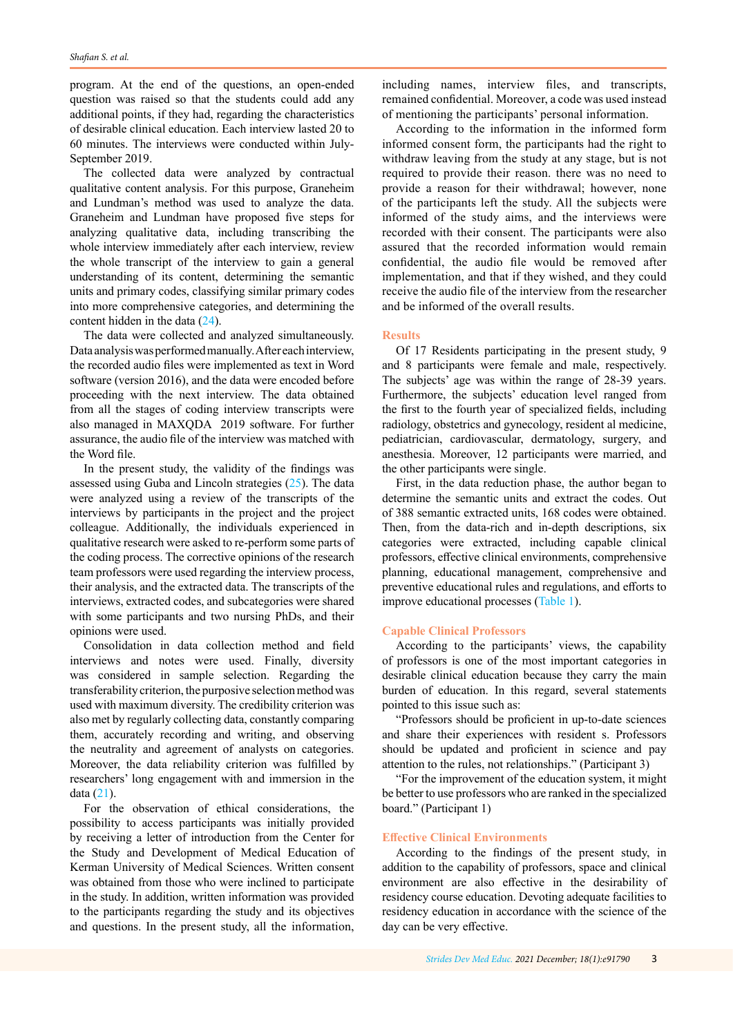program. At the end of the questions, an open-ended question was raised so that the students could add any additional points, if they had, regarding the characteristics of desirable clinical education. Each interview lasted 20 to 60 minutes. The interviews were conducted within July-September 2019.

The collected data were analyzed by contractual qualitative content analysis. For this purpose, Graneheim and Lundman's method was used to analyze the data. Graneheim and Lundman have proposed five steps for analyzing qualitative data, including transcribing the whole interview immediately after each interview, review the whole transcript of the interview to gain a general understanding of its content, determining the semantic units and primary codes, classifying similar primary codes into more comprehensive categories, and determining the content hidden in the data (24).

The data were collected and analyzed simultaneously. Data analysis was performed manually. After each interview, the recorded audio files were implemented as text in Word software (version 2016), and the data were encoded before proceeding with the next interview. The data obtained from all the stages of coding interview transcripts were also managed in MAXQDA 2019 software. For further assurance, the audio file of the interview was matched with the Word file.

In the present study, the validity of the findings was assessed using Guba and Lincoln strategies (25). The data were analyzed using a review of the transcripts of the interviews by participants in the project and the project colleague. Additionally, the individuals experienced in qualitative research were asked to re-perform some parts of the coding process. The corrective opinions of the research team professors were used regarding the interview process, their analysis, and the extracted data. The transcripts of the interviews, extracted codes, and subcategories were shared with some participants and two nursing PhDs, and their opinions were used.

Consolidation in data collection method and field interviews and notes were used. Finally, diversity was considered in sample selection. Regarding the transferability criterion, the purposive selection method was used with maximum diversity. The credibility criterion was also met by regularly collecting data, constantly comparing them, accurately recording and writing, and observing the neutrality and agreement of analysts on categories. Moreover, the data reliability criterion was fulfilled by researchers' long engagement with and immersion in the data (21).

For the observation of ethical considerations, the possibility to access participants was initially provided by receiving a letter of introduction from the Center for the Study and Development of Medical Education of Kerman University of Medical Sciences. Written consent was obtained from those who were inclined to participate in the study. In addition, written information was provided to the participants regarding the study and its objectives and questions. In the present study, all the information, including names, interview files, and transcripts, remained confidential. Moreover, a code was used instead of mentioning the participants' personal information.

According to the information in the informed form informed consent form, the participants had the right to withdraw leaving from the study at any stage, but is not required to provide their reason. there was no need to provide a reason for their withdrawal; however, none of the participants left the study. All the subjects were informed of the study aims, and the interviews were recorded with their consent. The participants were also assured that the recorded information would remain confidential, the audio file would be removed after implementation, and that if they wished, and they could receive the audio file of the interview from the researcher and be informed of the overall results.

## Results

Of 17 Residents participating in the present study, 9 and 8 participants were female and male, respectively. The subjects' age was within the range of 28-39 years. Furthermore, the subjects' education level ranged from the first to the fourth year of specialized fields, including radiology, obstetrics and gynecology, resident al medicine, pediatrician, cardiovascular, dermatology, surgery, and anesthesia. Moreover, 12 participants were married, and the other participants were single.

First, in the data reduction phase, the author began to determine the semantic units and extract the codes. Out of 388 semantic extracted units, 168 codes were obtained. Then, from the data-rich and in-depth descriptions, six categories were extracted, including capable clinical professors, effective clinical environments, comprehensive planning, educational management, comprehensive and preventive educational rules and regulations, and efforts to improve educational processes (Table 1).

### Capable Clinical Professors

According to the participants' views, the capability of professors is one of the most important categories in desirable clinical education because they carry the main burden of education. In this regard, several statements pointed to this issue such as:

"Professors should be proficient in up-to-date sciences and share their experiences with resident s. Professors should be updated and proficient in science and pay attention to the rules, not relationships." (Participant 3)

"For the improvement of the education system, it might be better to use professors who are ranked in the specialized board." (Participant 1)

### Effective Clinical Environments

According to the findings of the present study, in addition to the capability of professors, space and clinical environment are also effective in the desirability of residency course education. Devoting adequate facilities to residency education in accordance with the science of the day can be very effective.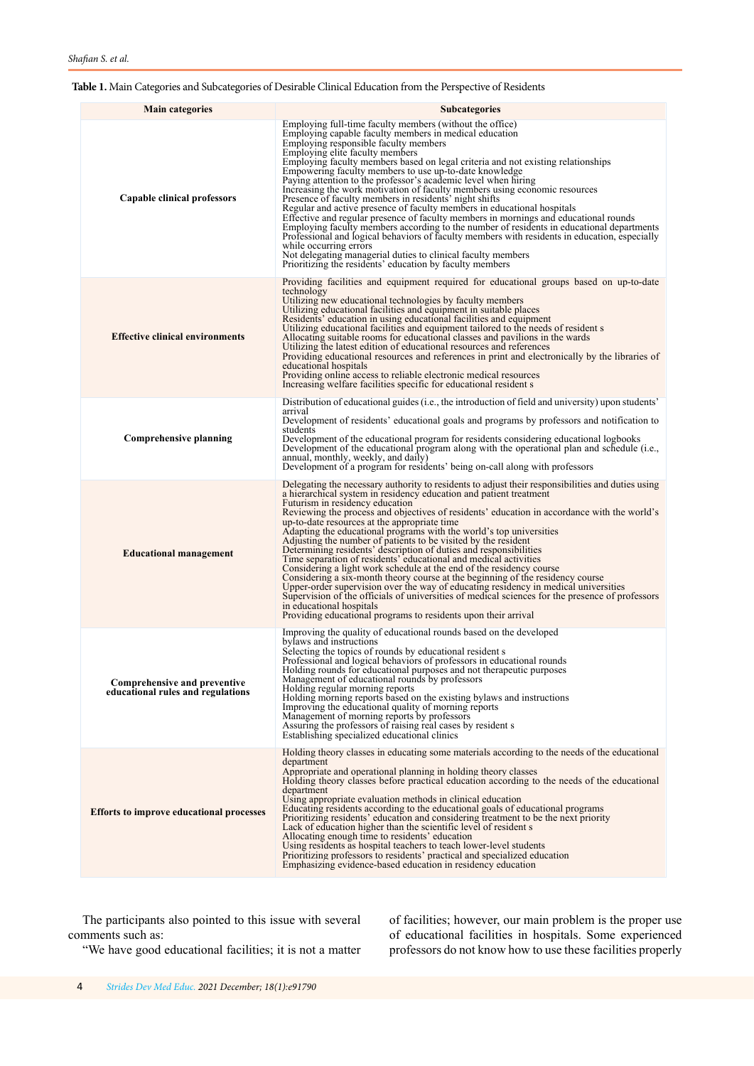**Table 1.** Main Categories and Subcategories of Desirable Clinical Education from the Perspective of Residents

| Main categories | Subcategories |
|---|---|
| **Capable clinical professors** | Employing full-time faculty members (without the office)<br>Employing capable faculty members in medical education<br>Employing responsible faculty members<br>Employing elite faculty members<br>Employing faculty members based on legal criteria and not existing relationships<br>Empowering faculty members to use up-to-date knowledge<br>Paying attention to the professor's academic level when hiring<br>Increasing the work motivation of faculty members using economic resources<br>Presence of faculty members in residents' night shifts<br>Regular and active presence of faculty members in educational hospitals<br>Effective and regular presence of faculty members in mornings and educational rounds<br>Employing faculty members according to the number of residents in educational departments<br>Professional and logical behaviors of faculty members with residents in education, especially while occurring errors<br>Not delegating managerial duties to clinical faculty members<br>Prioritizing the residents' education by faculty members |
| **Effective clinical environments** | Providing facilities and equipment required for educational groups based on up-to-date technology<br>Utilizing new educational technologies by faculty members<br>Utilizing educational facilities and equipment in suitable places<br>Residents' education in using educational facilities and equipment<br>Utilizing educational facilities and equipment tailored to the needs of resident s<br>Allocating suitable rooms for educational classes and pavilions in the wards<br>Utilizing the latest edition of educational resources and references<br>Providing educational resources and references in print and electronically by the libraries of educational hospitals<br>Providing online access to reliable electronic medical resources<br>Increasing welfare facilities specific for educational resident s |
| **Comprehensive planning** | Distribution of educational guides (i.e., the introduction of field and university) upon students' arrival<br>Development of residents' educational goals and programs by professors and notification to students<br>Development of the educational program for residents considering educational logbooks<br>Development of the educational program along with the operational plan and schedule (i.e., annual, monthly, weekly, and daily)<br>Development of a program for residents' being on-call along with professors |
| **Educational management** | Delegating the necessary authority to residents to adjust their responsibilities and duties using a hierarchical system in residency education and patient treatment<br>Futurism in residency education<br>Reviewing the process and objectives of residents' education in accordance with the world's up-to-date resources at the appropriate time<br>Adapting the educational programs with the world's top universities<br>Adjusting the number of patients to be visited by the resident<br>Determining residents' description of duties and responsibilities<br>Time separation of residents' educational and medical activities<br>Considering a light work schedule at the end of the residency course<br>Considering a six-month theory course at the beginning of the residency course<br>Upper-order supervision over the way of educating residency in medical universities<br>Supervision of the officials of universities of medical sciences for the presence of professors in educational hospitals<br>Providing educational programs to residents upon their arrival |
| **Comprehensive and preventive educational rules and regulations** | Improving the quality of educational rounds based on the developed bylaws and instructions<br>Selecting the topics of rounds by educational resident s<br>Professional and logical behaviors of professors in educational rounds<br>Holding rounds for educational purposes and not therapeutic purposes<br>Management of educational rounds by professors<br>Holding regular morning reports<br>Holding morning reports based on the existing bylaws and instructions<br>Improving the educational quality of morning reports<br>Management of morning reports by professors<br>Assuring the professors of raising real cases by resident s<br>Establishing specialized educational clinics |
| **Efforts to improve educational processes** | Holding theory classes in educating some materials according to the needs of the educational department<br>Appropriate and operational planning in holding theory classes<br>Holding theory classes before practical education according to the needs of the educational department<br>Using appropriate evaluation methods in clinical education<br>Educating residents according to the educational goals of educational programs<br>Prioritizing residents' education and considering treatment to be the next priority<br>Lack of education higher than the scientific level of resident s<br>Allocating enough time to residents' education<br>Using residents as hospital teachers to teach lower-level students<br>Prioritizing professors to residents' practical and specialized education<br>Emphasizing evidence-based education in residency education |

The participants also pointed to this issue with several comments such as:

"We have good educational facilities; it is not a matter of facilities; however, our main problem is the proper use of educational facilities in hospitals. Some experienced professors do not know how to use these facilities properly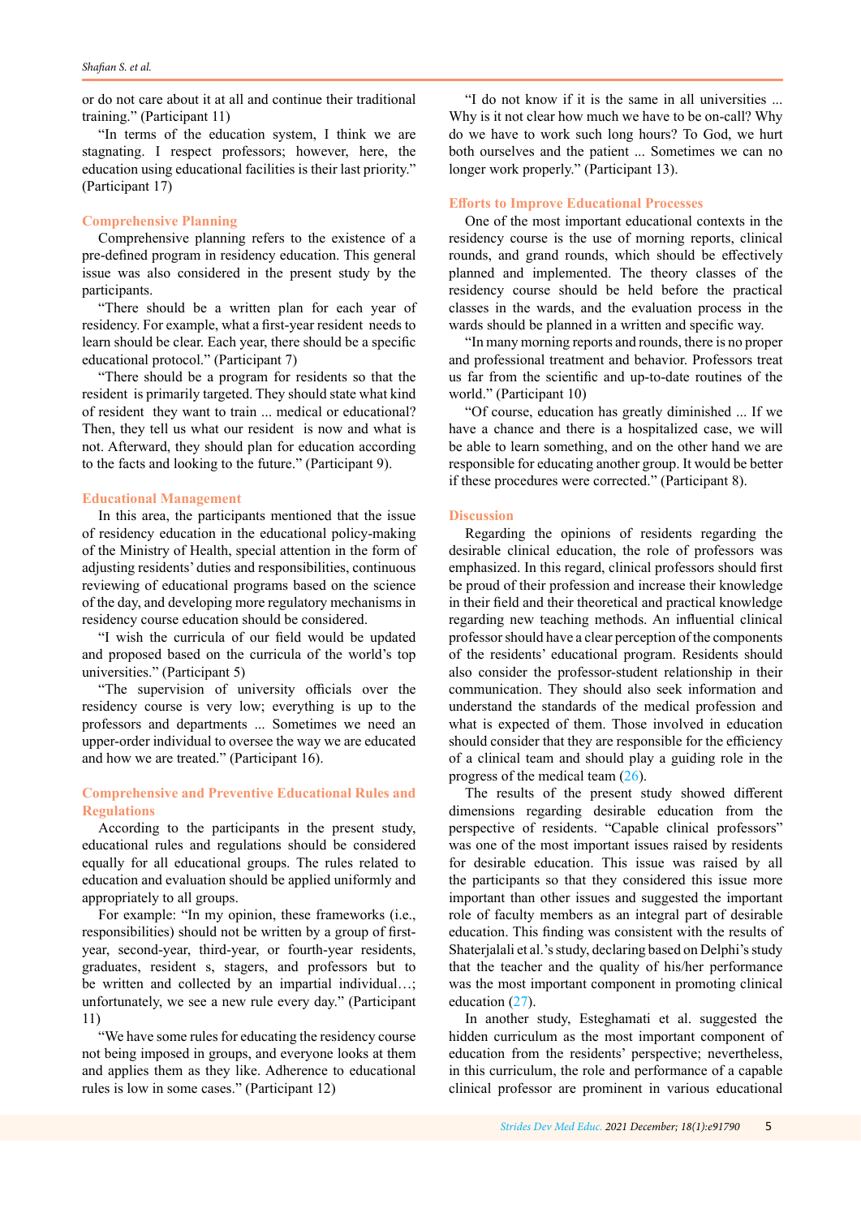or do not care about it at all and continue their traditional training." (Participant 11)

"In terms of the education system, I think we are stagnating. I respect professors; however, here, the education using educational facilities is their last priority." (Participant 17)

### Comprehensive Planning

Comprehensive planning refers to the existence of a pre-defined program in residency education. This general issue was also considered in the present study by the participants.

"There should be a written plan for each year of residency. For example, what a first-year resident needs to learn should be clear. Each year, there should be a specific educational protocol." (Participant 7)

"There should be a program for residents so that the resident is primarily targeted. They should state what kind of resident they want to train ... medical or educational? Then, they tell us what our resident is now and what is not. Afterward, they should plan for education according to the facts and looking to the future." (Participant 9).

### Educational Management

In this area, the participants mentioned that the issue of residency education in the educational policy-making of the Ministry of Health, special attention in the form of adjusting residents' duties and responsibilities, continuous reviewing of educational programs based on the science of the day, and developing more regulatory mechanisms in residency course education should be considered.

"I wish the curricula of our field would be updated and proposed based on the curricula of the world's top universities." (Participant 5)

"The supervision of university officials over the residency course is very low; everything is up to the professors and departments ... Sometimes we need an upper-order individual to oversee the way we are educated and how we are treated." (Participant 16).

### Comprehensive and Preventive Educational Rules and Regulations

According to the participants in the present study, educational rules and regulations should be considered equally for all educational groups. The rules related to education and evaluation should be applied uniformly and appropriately to all groups.

For example: "In my opinion, these frameworks (i.e., responsibilities) should not be written by a group of first-year, second-year, third-year, or fourth-year residents, graduates, resident s, stagers, and professors but to be written and collected by an impartial individual…; unfortunately, we see a new rule every day." (Participant 11)

"We have some rules for educating the residency course not being imposed in groups, and everyone looks at them and applies them as they like. Adherence to educational rules is low in some cases." (Participant 12)

"I do not know if it is the same in all universities ... Why is it not clear how much we have to be on-call? Why do we have to work such long hours? To God, we hurt both ourselves and the patient ... Sometimes we can no longer work properly." (Participant 13).

### Efforts to Improve Educational Processes

One of the most important educational contexts in the residency course is the use of morning reports, clinical rounds, and grand rounds, which should be effectively planned and implemented. The theory classes of the residency course should be held before the practical classes in the wards, and the evaluation process in the wards should be planned in a written and specific way.

"In many morning reports and rounds, there is no proper and professional treatment and behavior. Professors treat us far from the scientific and up-to-date routines of the world." (Participant 10)

"Of course, education has greatly diminished ... If we have a chance and there is a hospitalized case, we will be able to learn something, and on the other hand we are responsible for educating another group. It would be better if these procedures were corrected." (Participant 8).

## Discussion

Regarding the opinions of residents regarding the desirable clinical education, the role of professors was emphasized. In this regard, clinical professors should first be proud of their profession and increase their knowledge in their field and their theoretical and practical knowledge regarding new teaching methods. An influential clinical professor should have a clear perception of the components of the residents' educational program. Residents should also consider the professor-student relationship in their communication. They should also seek information and understand the standards of the medical profession and what is expected of them. Those involved in education should consider that they are responsible for the efficiency of a clinical team and should play a guiding role in the progress of the medical team (26).

The results of the present study showed different dimensions regarding desirable education from the perspective of residents. "Capable clinical professors" was one of the most important issues raised by residents for desirable education. This issue was raised by all the participants so that they considered this issue more important than other issues and suggested the important role of faculty members as an integral part of desirable education. This finding was consistent with the results of Shaterjalali et al.'s study, declaring based on Delphi's study that the teacher and the quality of his/her performance was the most important component in promoting clinical education (27).

In another study, Esteghamati et al. suggested the hidden curriculum as the most important component of education from the residents' perspective; nevertheless, in this curriculum, the role and performance of a capable clinical professor are prominent in various educational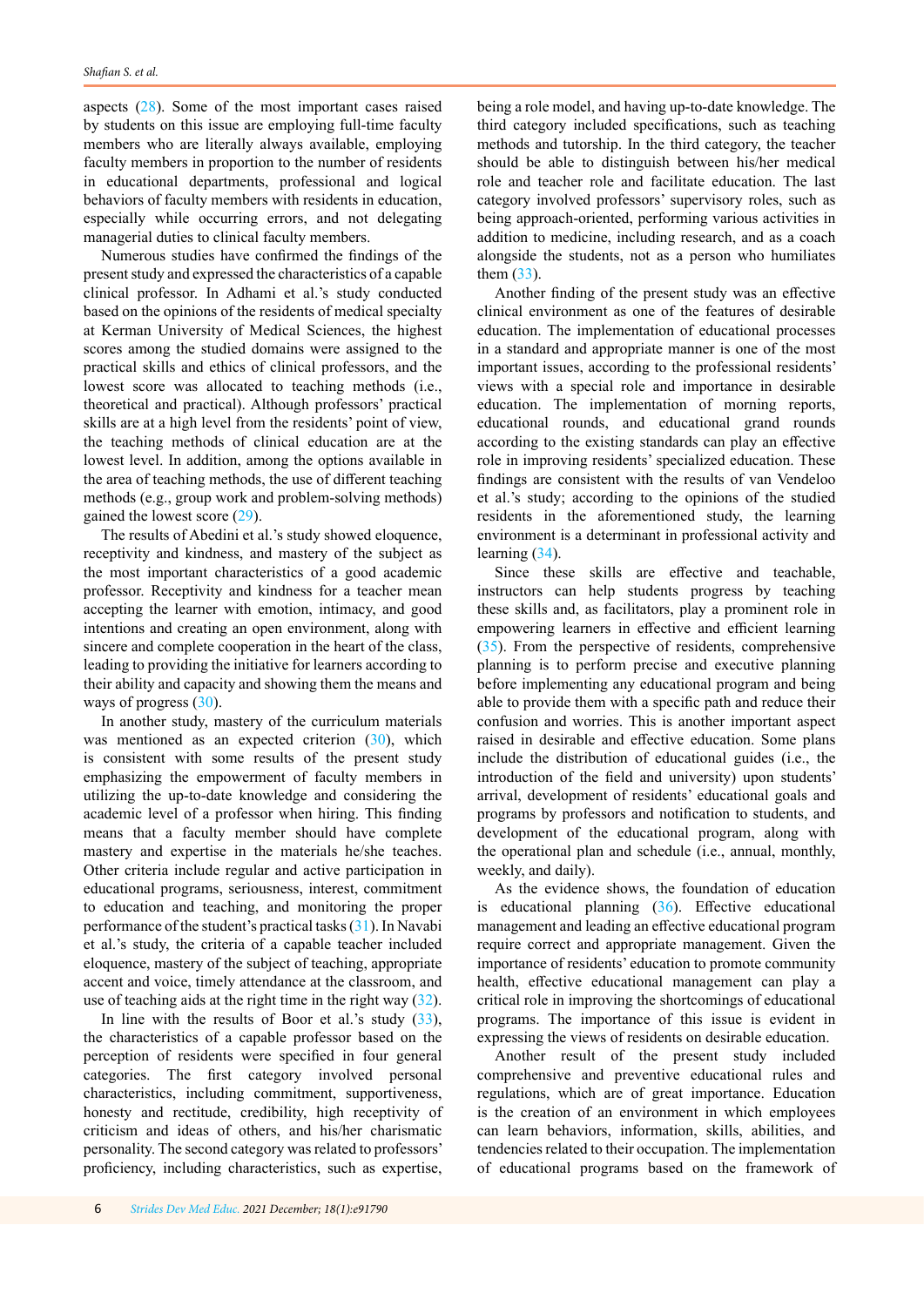aspects (28). Some of the most important cases raised by students on this issue are employing full-time faculty members who are literally always available, employing faculty members in proportion to the number of residents in educational departments, professional and logical behaviors of faculty members with residents in education, especially while occurring errors, and not delegating managerial duties to clinical faculty members.

Numerous studies have confirmed the findings of the present study and expressed the characteristics of a capable clinical professor. In Adhami et al.'s study conducted based on the opinions of the residents of medical specialty at Kerman University of Medical Sciences, the highest scores among the studied domains were assigned to the practical skills and ethics of clinical professors, and the lowest score was allocated to teaching methods (i.e., theoretical and practical). Although professors' practical skills are at a high level from the residents' point of view, the teaching methods of clinical education are at the lowest level. In addition, among the options available in the area of teaching methods, the use of different teaching methods (e.g., group work and problem-solving methods) gained the lowest score (29).

The results of Abedini et al.'s study showed eloquence, receptivity and kindness, and mastery of the subject as the most important characteristics of a good academic professor. Receptivity and kindness for a teacher mean accepting the learner with emotion, intimacy, and good intentions and creating an open environment, along with sincere and complete cooperation in the heart of the class, leading to providing the initiative for learners according to their ability and capacity and showing them the means and ways of progress (30).

In another study, mastery of the curriculum materials was mentioned as an expected criterion (30), which is consistent with some results of the present study emphasizing the empowerment of faculty members in utilizing the up-to-date knowledge and considering the academic level of a professor when hiring. This finding means that a faculty member should have complete mastery and expertise in the materials he/she teaches. Other criteria include regular and active participation in educational programs, seriousness, interest, commitment to education and teaching, and monitoring the proper performance of the student's practical tasks (31). In Navabi et al.'s study, the criteria of a capable teacher included eloquence, mastery of the subject of teaching, appropriate accent and voice, timely attendance at the classroom, and use of teaching aids at the right time in the right way (32).

In line with the results of Boor et al.'s study (33), the characteristics of a capable professor based on the perception of residents were specified in four general categories. The first category involved personal characteristics, including commitment, supportiveness, honesty and rectitude, credibility, high receptivity of criticism and ideas of others, and his/her charismatic personality. The second category was related to professors' proficiency, including characteristics, such as expertise, being a role model, and having up-to-date knowledge. The third category included specifications, such as teaching methods and tutorship. In the third category, the teacher should be able to distinguish between his/her medical role and teacher role and facilitate education. The last category involved professors' supervisory roles, such as being approach-oriented, performing various activities in addition to medicine, including research, and as a coach alongside the students, not as a person who humiliates them (33).

Another finding of the present study was an effective clinical environment as one of the features of desirable education. The implementation of educational processes in a standard and appropriate manner is one of the most important issues, according to the professional residents' views with a special role and importance in desirable education. The implementation of morning reports, educational rounds, and educational grand rounds according to the existing standards can play an effective role in improving residents' specialized education. These findings are consistent with the results of van Vendeloo et al.'s study; according to the opinions of the studied residents in the aforementioned study, the learning environment is a determinant in professional activity and learning (34).

Since these skills are effective and teachable, instructors can help students progress by teaching these skills and, as facilitators, play a prominent role in empowering learners in effective and efficient learning (35). From the perspective of residents, comprehensive planning is to perform precise and executive planning before implementing any educational program and being able to provide them with a specific path and reduce their confusion and worries. This is another important aspect raised in desirable and effective education. Some plans include the distribution of educational guides (i.e., the introduction of the field and university) upon students' arrival, development of residents' educational goals and programs by professors and notification to students, and development of the educational program, along with the operational plan and schedule (i.e., annual, monthly, weekly, and daily).

As the evidence shows, the foundation of education is educational planning (36). Effective educational management and leading an effective educational program require correct and appropriate management. Given the importance of residents' education to promote community health, effective educational management can play a critical role in improving the shortcomings of educational programs. The importance of this issue is evident in expressing the views of residents on desirable education.

Another result of the present study included comprehensive and preventive educational rules and regulations, which are of great importance. Education is the creation of an environment in which employees can learn behaviors, information, skills, abilities, and tendencies related to their occupation. The implementation of educational programs based on the framework of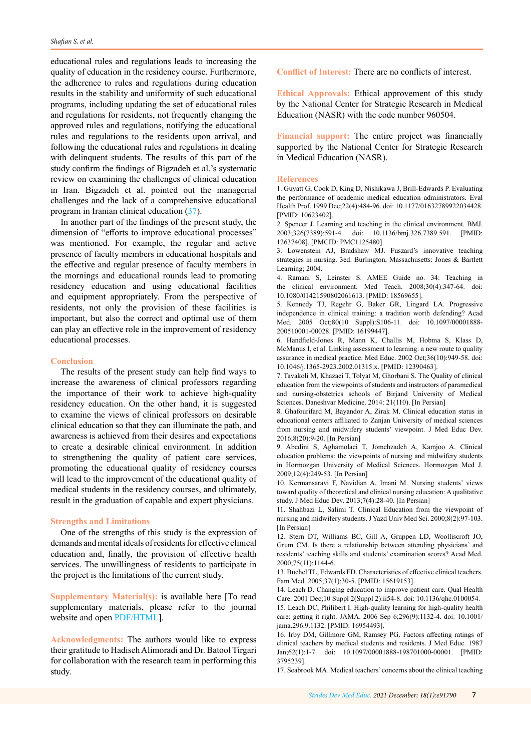educational rules and regulations leads to increasing the quality of education in the residency course. Furthermore, the adherence to rules and regulations during education results in the stability and uniformity of such educational programs, including updating the set of educational rules and regulations for residents, not frequently changing the approved rules and regulations, notifying the educational rules and regulations to the residents upon arrival, and following the educational rules and regulations in dealing with delinquent students. The results of this part of the study confirm the findings of Bigzadeh et al.'s systematic review on examining the challenges of clinical education in Iran. Bigzadeh et al. pointed out the managerial challenges and the lack of a comprehensive educational program in Iranian clinical education (37).

In another part of the findings of the present study, the dimension of "efforts to improve educational processes" was mentioned. For example, the regular and active presence of faculty members in educational hospitals and the effective and regular presence of faculty members in the mornings and educational rounds lead to promoting residency education and using educational facilities and equipment appropriately. From the perspective of residents, not only the provision of these facilities is important, but also the correct and optimal use of them can play an effective role in the improvement of residency educational processes.

## Conclusion

The results of the present study can help find ways to increase the awareness of clinical professors regarding the importance of their work to achieve high-quality residency education. On the other hand, it is suggested to examine the views of clinical professors on desirable clinical education so that they can illuminate the path, and awareness is achieved from their desires and expectations to create a desirable clinical environment. In addition to strengthening the quality of patient care services, promoting the educational quality of residency courses will lead to the improvement of the educational quality of medical students in the residency courses, and ultimately, result in the graduation of capable and expert physicians.

## Strengths and Limitations

One of the strengths of this study is the expression of demands and mental ideals of residents for effective clinical education and, finally, the provision of effective health services. The unwillingness of residents to participate in the project is the limitations of the current study.

**Supplementary Material(s):** is available here [To read supplementary materials, please refer to the journal website and open PDF/HTML].

**Acknowledgments:** The authors would like to express their gratitude to Hadiseh Alimoradi and Dr. Batool Tirgari for collaboration with the research team in performing this study.

**Conflict of Interest:** There are no conflicts of interest.

**Ethical Approvals:** Ethical approvement of this study by the National Center for Strategic Research in Medical Education (NASR) with the code number 960504.

**Financial support:** The entire project was financially supported by the National Center for Strategic Research in Medical Education (NASR).

## References

1. Guyatt G, Cook D, King D, Nishikawa J, Brill-Edwards P. Evaluating the performance of academic medical education administrators. Eval Health Prof. 1999 Dec;22(4):484-96. doi: 10.1177/01632789922034428. [PMID: 10623402].
2. Spencer J. Learning and teaching in the clinical environment. BMJ. 2003;326(7389):591-4. doi: 10.1136/bmj.326.7389.591. [PMID: 12637408]. [PMCID: PMC1125480].
3. Lowenstein AJ, Bradshaw MJ. Fuszard's innovative teaching strategies in nursing. 3ed. Burlington, Massachusetts: Jones & Bartlett Learning; 2004.
4. Ramani S, Leinster S. AMEE Guide no. 34: Teaching in the clinical environment. Med Teach. 2008;30(4):347-64. doi: 10.1080/01421590802061613. [PMID: 18569655].
5. Kennedy TJ, Regehr G, Baker GR, Lingard LA. Progressive independence in clinical training: a tradition worth defending? Acad Med. 2005 Oct;80(10 Suppl):S106-11. doi: 10.1097/00001888-200510001-00028. [PMID: 16199447].
6. Handfield-Jones R, Mann K, Challis M, Hobma S, Klass D, McManus I, et al. Linking assessment to learning: a new route to quality assurance in medical practice. Med Educ. 2002 Oct;36(10):949-58. doi: 10.1046/j.1365-2923.2002.01315.x. [PMID: 12390463].
7. Tavakoli M, Khazaei T, Tolyat M, Ghorbani S. The Quality of clinical education from the viewpoints of students and instructors of paramedical and nursing-obstetrics schools of Birjand University of Medical Sciences. Daneshvar Medicine. 2014: 21(110). [In Persian]
8. Ghafourifard M, Bayandor A, Zirak M. Clinical education status in educational centers affiliated to Zanjan University of medical sciences from nursing and midwifery students' viewpoint. J Med Educ Dev. 2016;8(20):9-20. [In Persian]
9. Abedini S, Aghamolaei T, Jomehzadeh A, Kamjoo A. Clinical education problems: the viewpoints of nursing and midwifery students in Hormozgan University of Medical Sciences. Hormozgan Med J. 2009;12(4):249-53. [In Persian]
10. Kermansaravi F, Navidian A, Imani M. Nursing students' views toward quality of theoretical and clinical nursing education: A qualitative study. J Med Educ Dev. 2013;7(4):28-40. [In Persian]
11. Shahbazi L, Salimi T. Clinical Education from the viewpoint of nursing and midwifery students. J Yazd Univ Med Sci. 2000;8(2):97-103. [In Persian]
12. Stern DT, Williams BC, Gill A, Gruppen LD, Woolliscroft JO, Grum CM. Is there a relationship between attending physicians' and residents' teaching skills and students' examination scores? Acad Med. 2000;75(11):1144-6.
13. Buchel TL, Edwards FD. Characteristics of effective clinical teachers. Fam Med. 2005;37(1):30-5. [PMID: 15619153].
14. Leach D. Changing education to improve patient care. Qual Health Care. 2001 Dec;10 Suppl 2(Suppl 2):ii54-8. doi: 10.1136/qhc.0100054.
15. Leach DC, Philibert I. High-quality learning for high-quality health care: getting it right. JAMA. 2006 Sep 6;296(9):1132-4. doi: 10.1001/jama.296.9.1132. [PMID: 16954493].
16. Irby DM, Gillmore GM, Ramsey PG. Factors affecting ratings of clinical teachers by medical students and residents. J Med Educ. 1987 Jan;62(1):1-7. doi: 10.1097/00001888-198701000-00001. [PMID: 3795239].
17. Seabrook MA. Medical teachers' concerns about the clinical teaching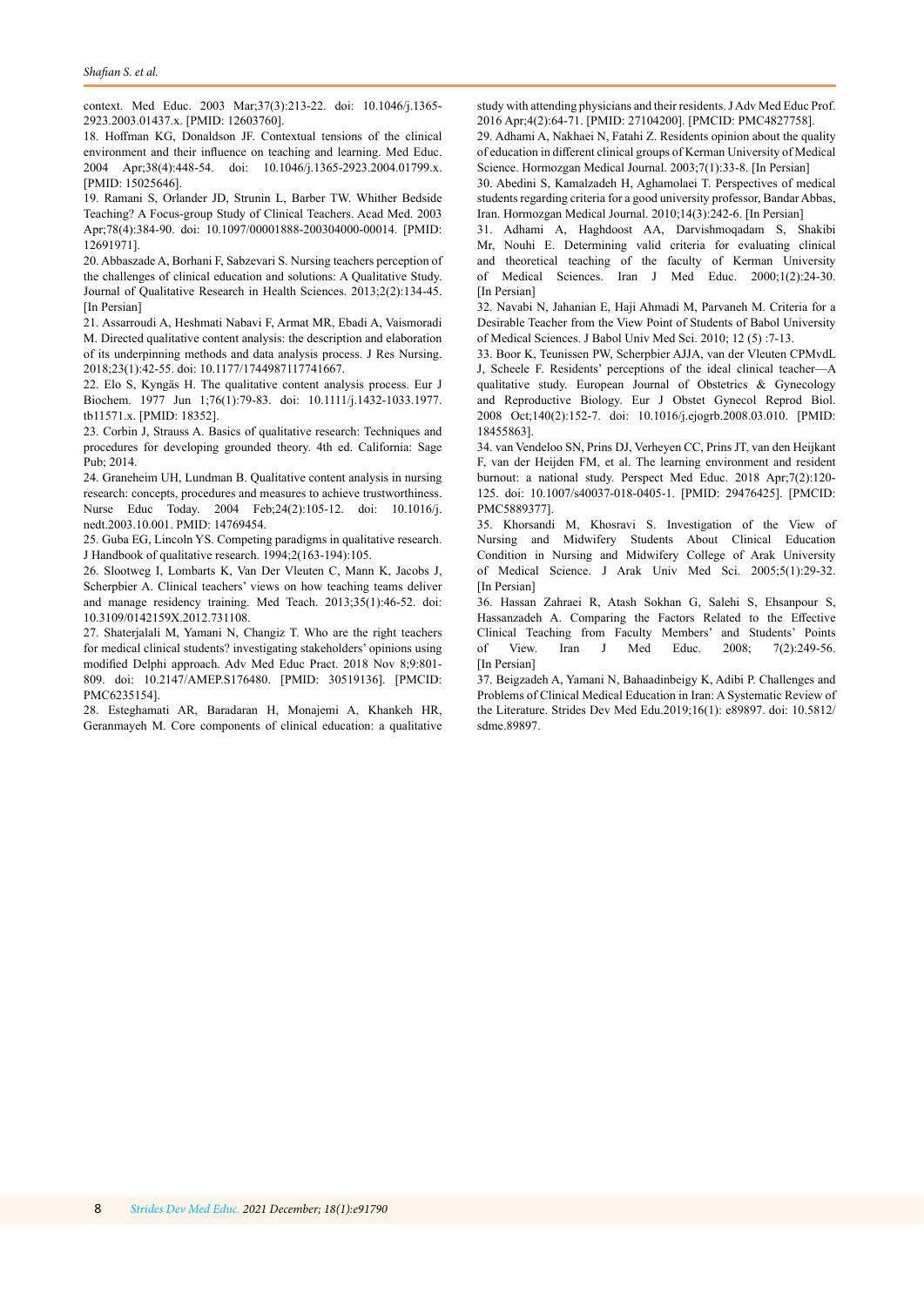context. Med Educ. 2003 Mar;37(3):213-22. doi: 10.1046/j.1365-2923.2003.01437.x. [PMID: 12603760].

18. Hoffman KG, Donaldson JF. Contextual tensions of the clinical environment and their influence on teaching and learning. Med Educ. 2004 Apr;38(4):448-54. doi: 10.1046/j.1365-2923.2004.01799.x. [PMID: 15025646].

19. Ramani S, Orlander JD, Strunin L, Barber TW. Whither Bedside Teaching? A Focus-group Study of Clinical Teachers. Acad Med. 2003 Apr;78(4):384-90. doi: 10.1097/00001888-200304000-00014. [PMID: 12691971].

20. Abbaszade A, Borhani F, Sabzevari S. Nursing teachers perception of the challenges of clinical education and solutions: A Qualitative Study. Journal of Qualitative Research in Health Sciences. 2013;2(2):134-45. [In Persian]

21. Assarroudi A, Heshmati Nabavi F, Armat MR, Ebadi A, Vaismoradi M. Directed qualitative content analysis: the description and elaboration of its underpinning methods and data analysis process. J Res Nursing. 2018;23(1):42-55. doi: 10.1177/1744987117741667.

22. Elo S, Kyngäs H. The qualitative content analysis process. Eur J Biochem. 1977 Jun 1;76(1):79-83. doi: 10.1111/j.1432-1033.1977.tb11571.x. [PMID: 18352].

23. Corbin J, Strauss A. Basics of qualitative research: Techniques and procedures for developing grounded theory. 4th ed. California: Sage Pub; 2014.

24. Graneheim UH, Lundman B. Qualitative content analysis in nursing research: concepts, procedures and measures to achieve trustworthiness. Nurse Educ Today. 2004 Feb;24(2):105-12. doi: 10.1016/j.nedt.2003.10.001. PMID: 14769454.

25. Guba EG, Lincoln YS. Competing paradigms in qualitative research. J Handbook of qualitative research. 1994;2(163-194):105.

26. Slootweg I, Lombarts K, Van Der Vleuten C, Mann K, Jacobs J, Scherpbier A. Clinical teachers' views on how teaching teams deliver and manage residency training. Med Teach. 2013;35(1):46-52. doi: 10.3109/0142159X.2012.731108.

27. Shaterjalali M, Yamani N, Changiz T. Who are the right teachers for medical clinical students? investigating stakeholders' opinions using modified Delphi approach. Adv Med Educ Pract. 2018 Nov 8;9:801-809. doi: 10.2147/AMEP.S176480. [PMID: 30519136]. [PMCID: PMC6235154].

28. Esteghamati AR, Baradaran H, Monajemi A, Khankeh HR, Geranmayeh M. Core components of clinical education: a qualitative study with attending physicians and their residents. J Adv Med Educ Prof. 2016 Apr;4(2):64-71. [PMID: 27104200]. [PMCID: PMC4827758].

29. Adhami A, Nakhaei N, Fatahi Z. Residents opinion about the quality of education in different clinical groups of Kerman University of Medical Science. Hormozgan Medical Journal. 2003;7(1):33-8. [In Persian]

30. Abedini S, Kamalzadeh H, Aghamolaei T. Perspectives of medical students regarding criteria for a good university professor, Bandar Abbas, Iran. Hormozgan Medical Journal. 2010;14(3):242-6. [In Persian]

31. Adhami A, Haghdoost AA, Darvishmoqadam S, Shakibi Mr, Nouhi E. Determining valid criteria for evaluating clinical and theoretical teaching of the faculty of Kerman University of Medical Sciences. Iran J Med Educ. 2000;1(2):24-30. [In Persian]

32. Navabi N, Jahanian E, Haji Ahmadi M, Parvaneh M. Criteria for a Desirable Teacher from the View Point of Students of Babol University of Medical Sciences. J Babol Univ Med Sci. 2010; 12 (5) :7-13.

33. Boor K, Teunissen PW, Scherpbier AJJA, van der Vleuten CPMvdL J, Scheele F. Residents' perceptions of the ideal clinical teacher—A qualitative study. European Journal of Obstetrics & Gynecology and Reproductive Biology. Eur J Obstet Gynecol Reprod Biol. 2008 Oct;140(2):152-7. doi: 10.1016/j.ejogrb.2008.03.010. [PMID: 18455863].

34. van Vendeloo SN, Prins DJ, Verheyen CC, Prins JT, van den Heijkant F, van der Heijden FM, et al. The learning environment and resident burnout: a national study. Perspect Med Educ. 2018 Apr;7(2):120-125. doi: 10.1007/s40037-018-0405-1. [PMID: 29476425]. [PMCID: PMC5889377].

35. Khorsandi M, Khosravi S. Investigation of the View of Nursing and Midwifery Students About Clinical Education Condition in Nursing and Midwifery College of Arak University of Medical Science. J Arak Univ Med Sci. 2005;5(1):29-32. [In Persian]

36. Hassan Zahraei R, Atash Sokhan G, Salehi S, Ehsanpour S, Hassanzadeh A. Comparing the Factors Related to the Effective Clinical Teaching from Faculty Members' and Students' Points of View. Iran J Med Educ. 2008; 7(2):249-56. [In Persian]

37. Beigzadeh A, Yamani N, Bahaadinbeigy K, Adibi P. Challenges and Problems of Clinical Medical Education in Iran: A Systematic Review of the Literature. Strides Dev Med Edu.2019;16(1): e89897. doi: 10.5812/sdme.89897.